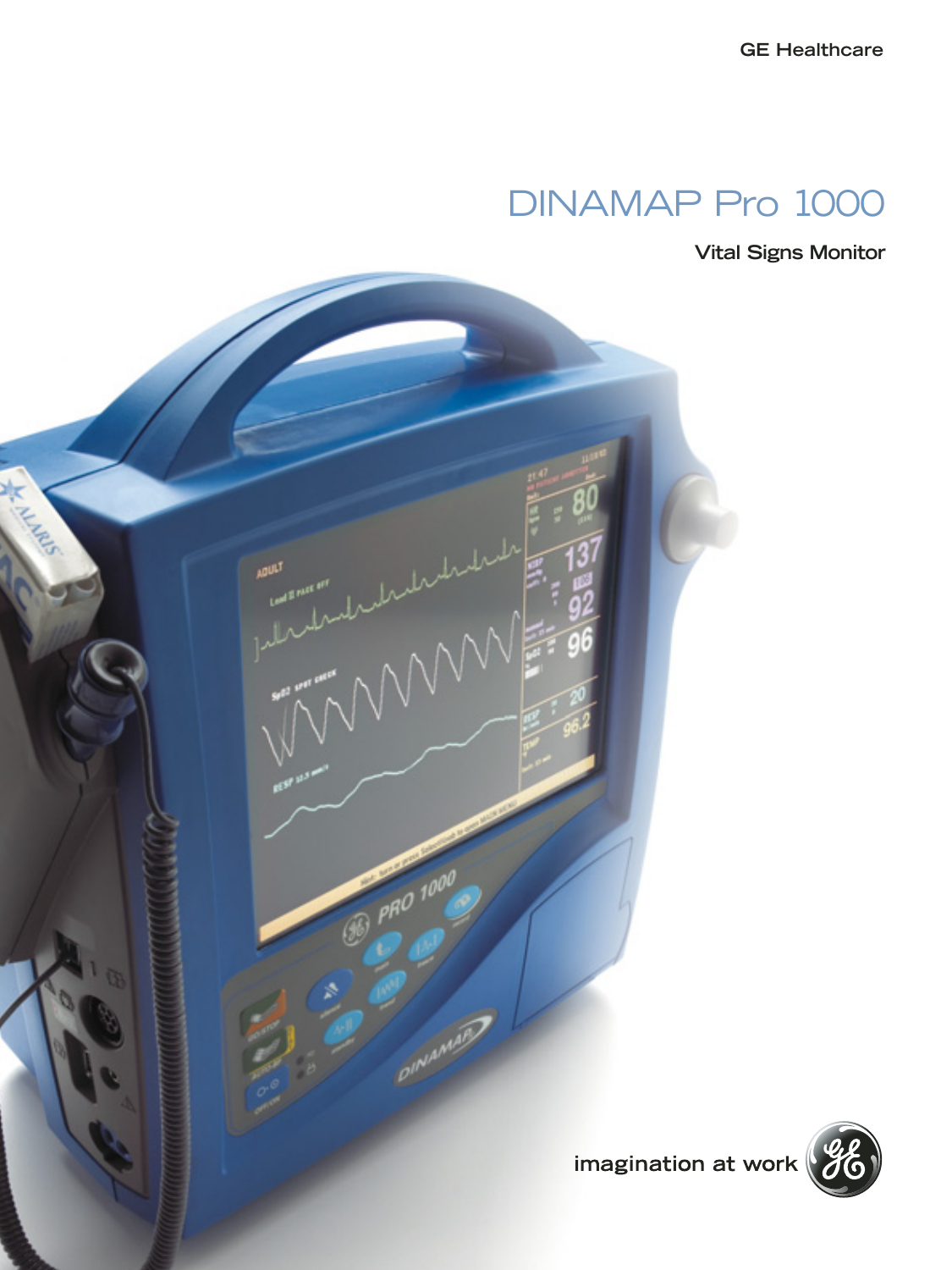GE Healthcare

# DINAMAP Pro 1000

**Vital Signs Monitor**

imagination at work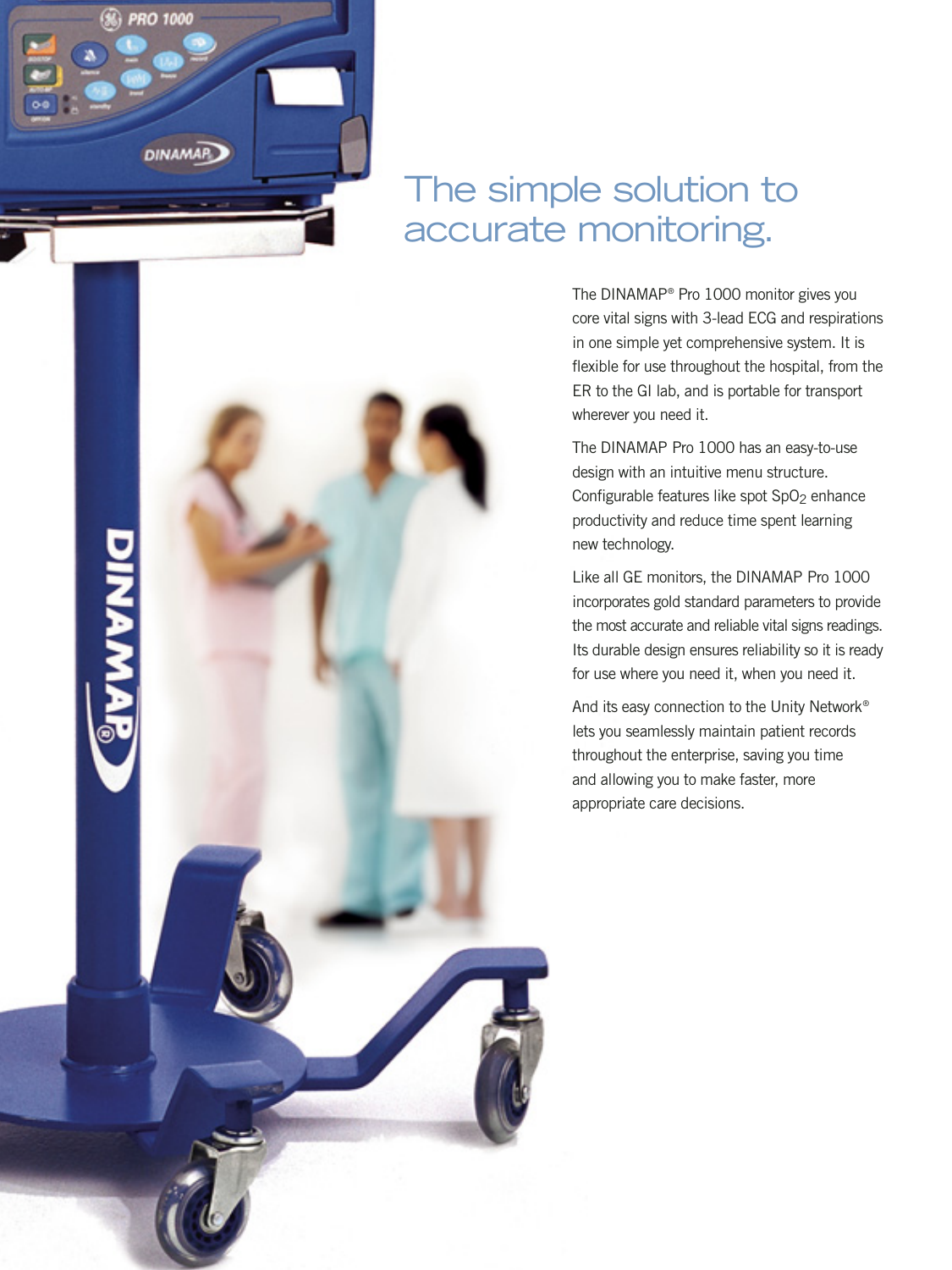# The simple solution to accurate monitoring.

The DINAMAP® Pro 1000 monitor gives you core vital signs with 3-lead ECG and respirations in one simple yet comprehensive system. It is flexible for use throughout the hospital, from the ER to the GI lab, and is portable for transport wherever you need it.

The DINAMAP Pro 1000 has an easy-to-use design with an intuitive menu structure. Configurable features like spot $SpO_2$ enhance productivity and reduce time spent learning new technology.

Like all GE monitors, the DINAMAP Pro 1000 incorporates gold standard parameters to provide the most accurate and reliable vital signs readings. Its durable design ensures reliability so it is ready for use where you need it, when you need it.

And its easy connection to the Unity Network® lets you seamlessly maintain patient records throughout the enterprise, saving you time and allowing you to make faster, more appropriate care decisions.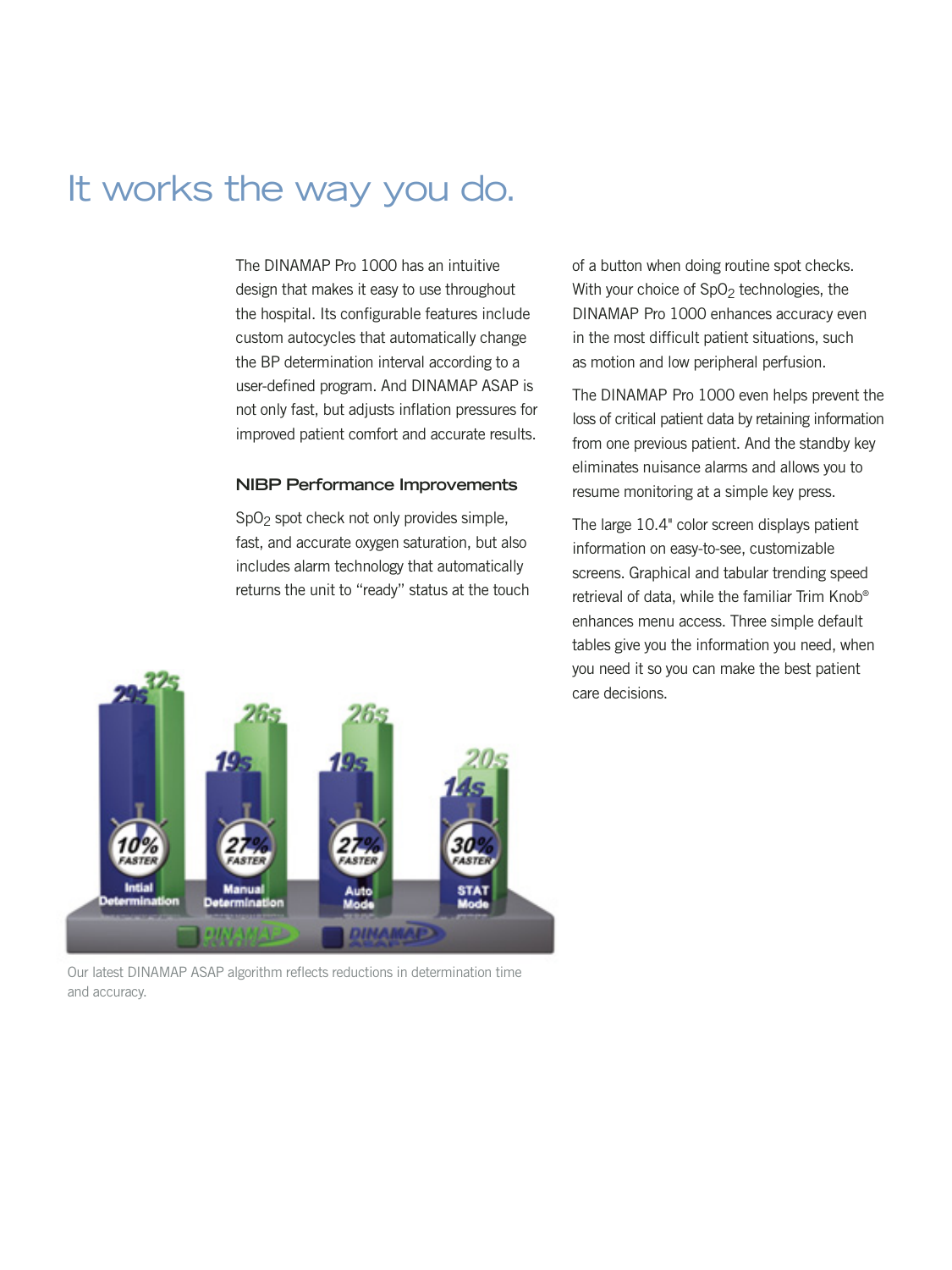# It works the way you do.

The DINAMAP Pro 1000 has an intuitive design that makes it easy to use throughout the hospital. Its configurable features include custom autocycles that automatically change the BP determination interval according to a user-defined program. And DINAMAP ASAP is not only fast, but adjusts inflation pressures for improved patient comfort and accurate results.

### NIBP Performance Improvements

$SpO_2$ spot check not only provides simple, fast, and accurate oxygen saturation, but also includes alarm technology that automatically returns the unit to "ready" status at the touch of a button when doing routine spot checks. With your choice of $SpO_2$ technologies, the DINAMAP Pro 1000 enhances accuracy even in the most difficult patient situations, such as motion and low peripheral perfusion.

The DINAMAP Pro 1000 even helps prevent the loss of critical patient data by retaining information from one previous patient. And the standby key eliminates nuisance alarms and allows you to resume monitoring at a simple key press.

The large 10.4" color screen displays patient information on easy-to-see, customizable screens. Graphical and tabular trending speed retrieval of data, while the familiar Trim Knob® enhances menu access. Three simple default tables give you the information you need, when you need it so you can make the best patient care decisions.

Our latest DINAMAP ASAP algorithm reflects reductions in determination time and accuracy.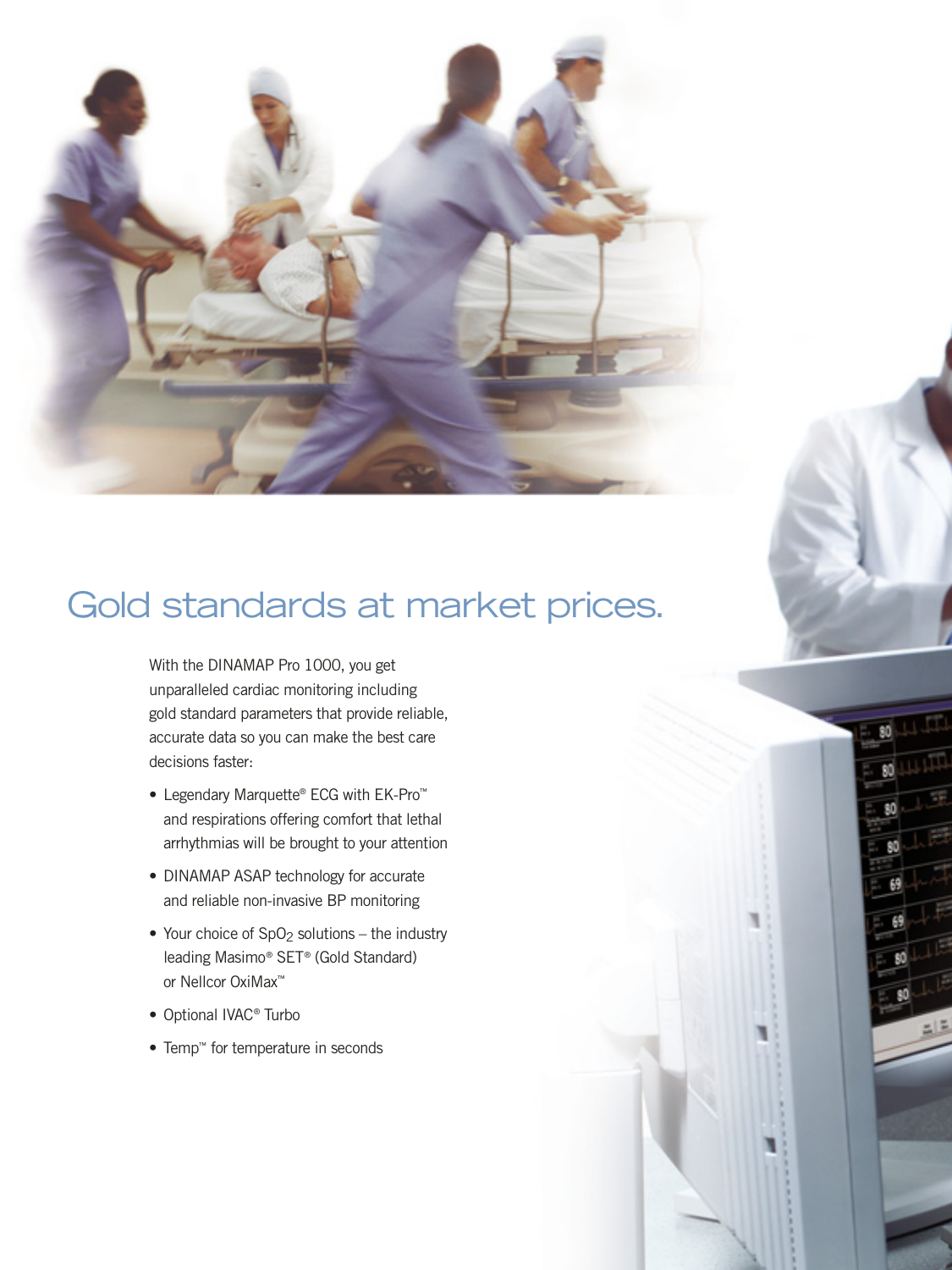# Gold standards at market prices.

With the DINAMAP Pro 1000, you get unparalleled cardiac monitoring including gold standard parameters that provide reliable, accurate data so you can make the best care decisions faster:

- Legendary Marquette® ECG with EK-Pro™ and respirations offering comfort that lethal arrhythmias will be brought to your attention
- DINAMAP ASAP technology for accurate and reliable non-invasive BP monitoring
- Your choice of $SpO_2$ solutions – the industry leading Masimo® SET® (Gold Standard) or Nellcor OxiMax™
- Optional IVAC® Turbo
- Temp™ for temperature in seconds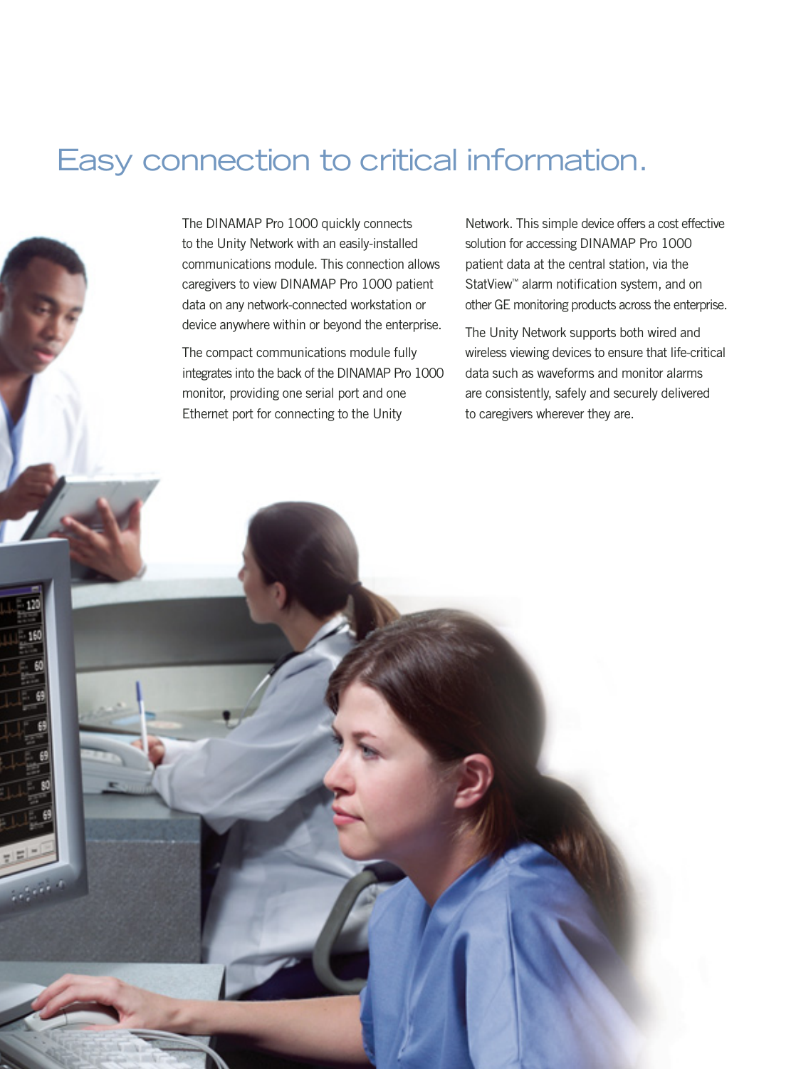# Easy connection to critical information.

The DINAMAP Pro 1000 quickly connects to the Unity Network with an easily-installed communications module. This connection allows caregivers to view DINAMAP Pro 1000 patient data on any network-connected workstation or device anywhere within or beyond the enterprise.

The compact communications module fully integrates into the back of the DINAMAP Pro 1000 monitor, providing one serial port and one Ethernet port for connecting to the Unity Network. This simple device offers a cost effective solution for accessing DINAMAP Pro 1000 patient data at the central station, via the StatView™ alarm notification system, and on other GE monitoring products across the enterprise.

The Unity Network supports both wired and wireless viewing devices to ensure that life-critical data such as waveforms and monitor alarms are consistently, safely and securely delivered to caregivers wherever they are.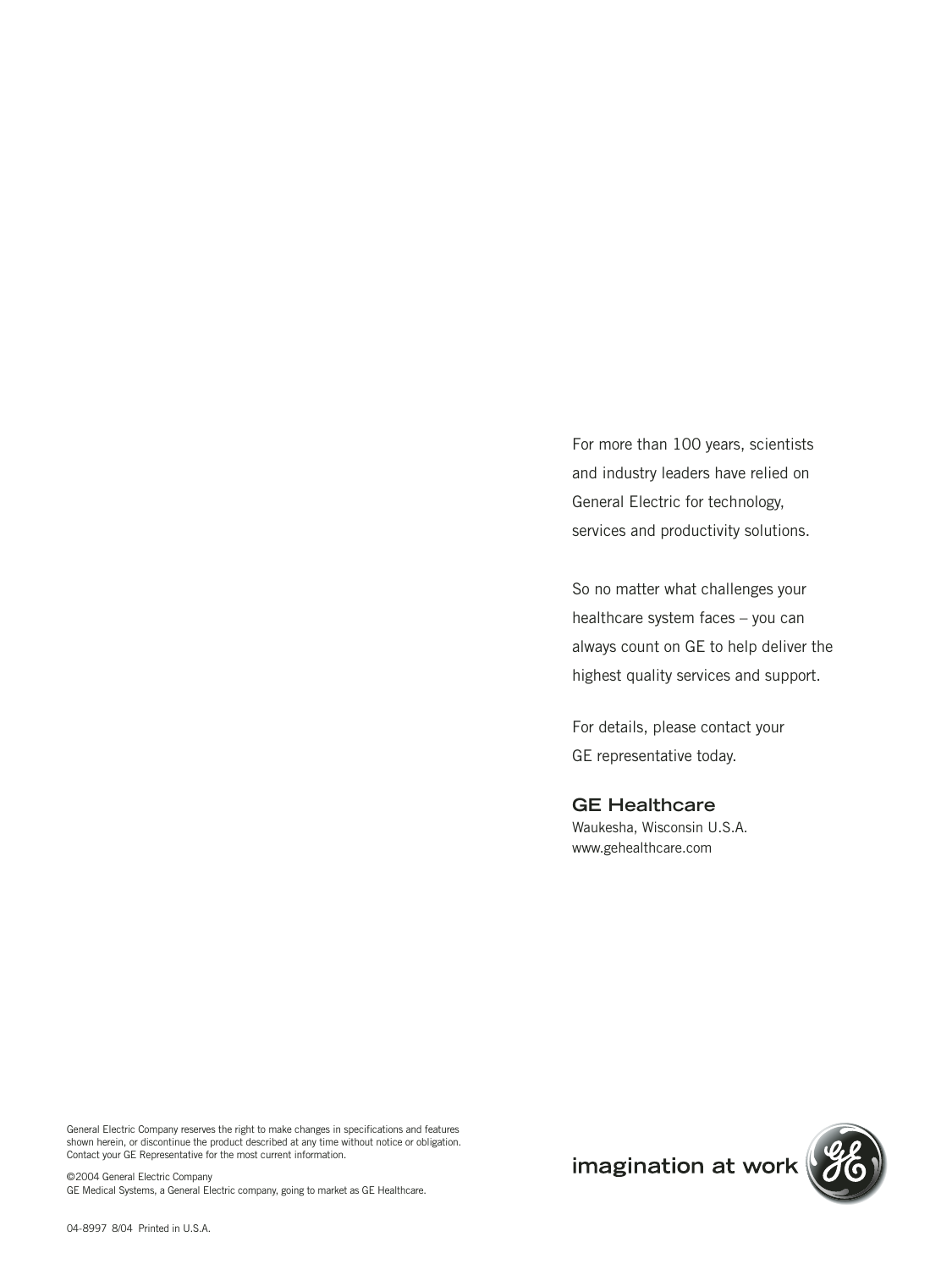For more than 100 years, scientists and industry leaders have relied on General Electric for technology, services and productivity solutions.

So no matter what challenges your healthcare system faces – you can always count on GE to help deliver the highest quality services and support.

For details, please contact your GE representative today.

**GE Healthcare**

Waukesha, Wisconsin U.S.A.
www.gehealthcare.com

General Electric Company reserves the right to make changes in specifications and features shown herein, or discontinue the product described at any time without notice or obligation. Contact your GE Representative for the most current information.

©2004 General Electric Company
GE Medical Systems, a General Electric company, going to market as GE Healthcare.

04-8997 8/04 Printed in U.S.A.

imagination at work